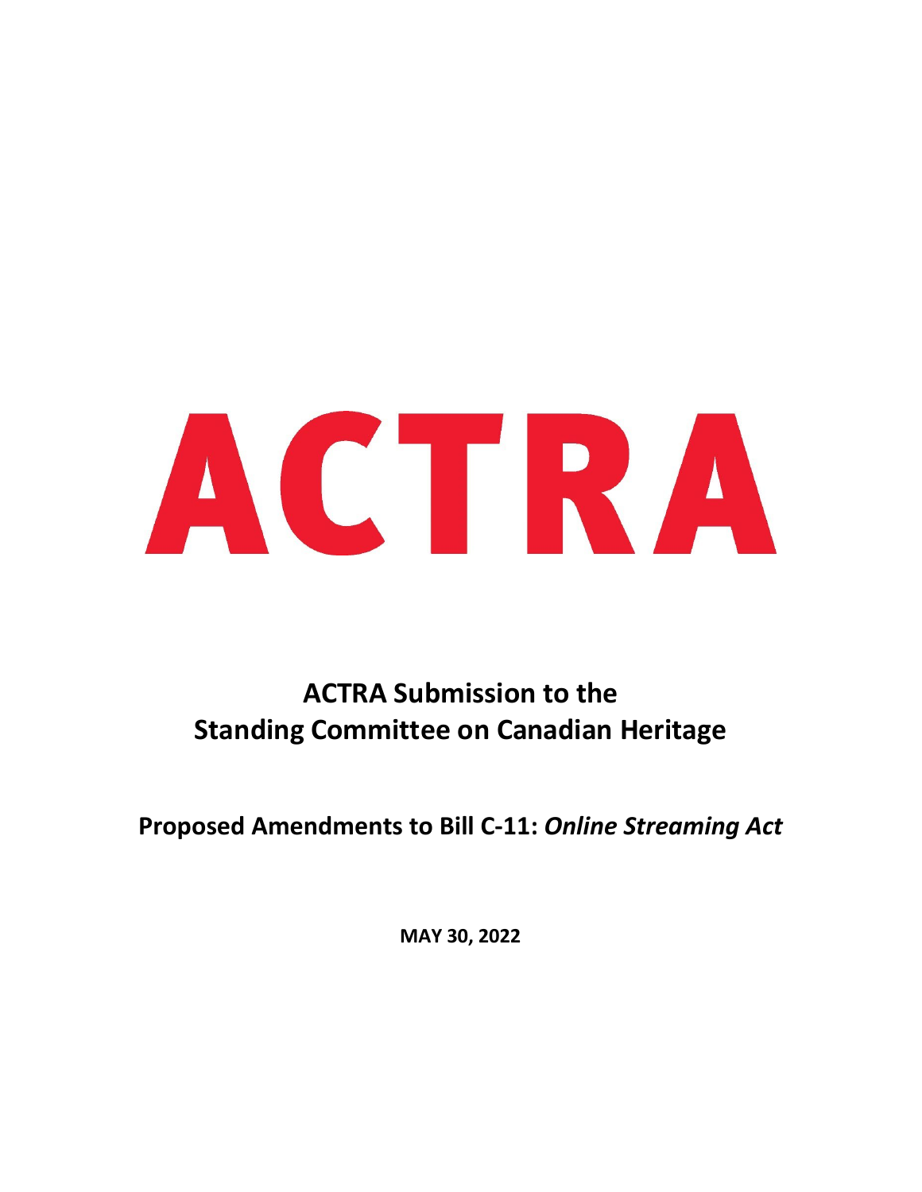# ACTRA

## ACTRA Submission to the Standing Committee on Canadian Heritage

**Proposed Amendments to Bill C-11:** ***Online Streaming Act***

**MAY 30, 2022**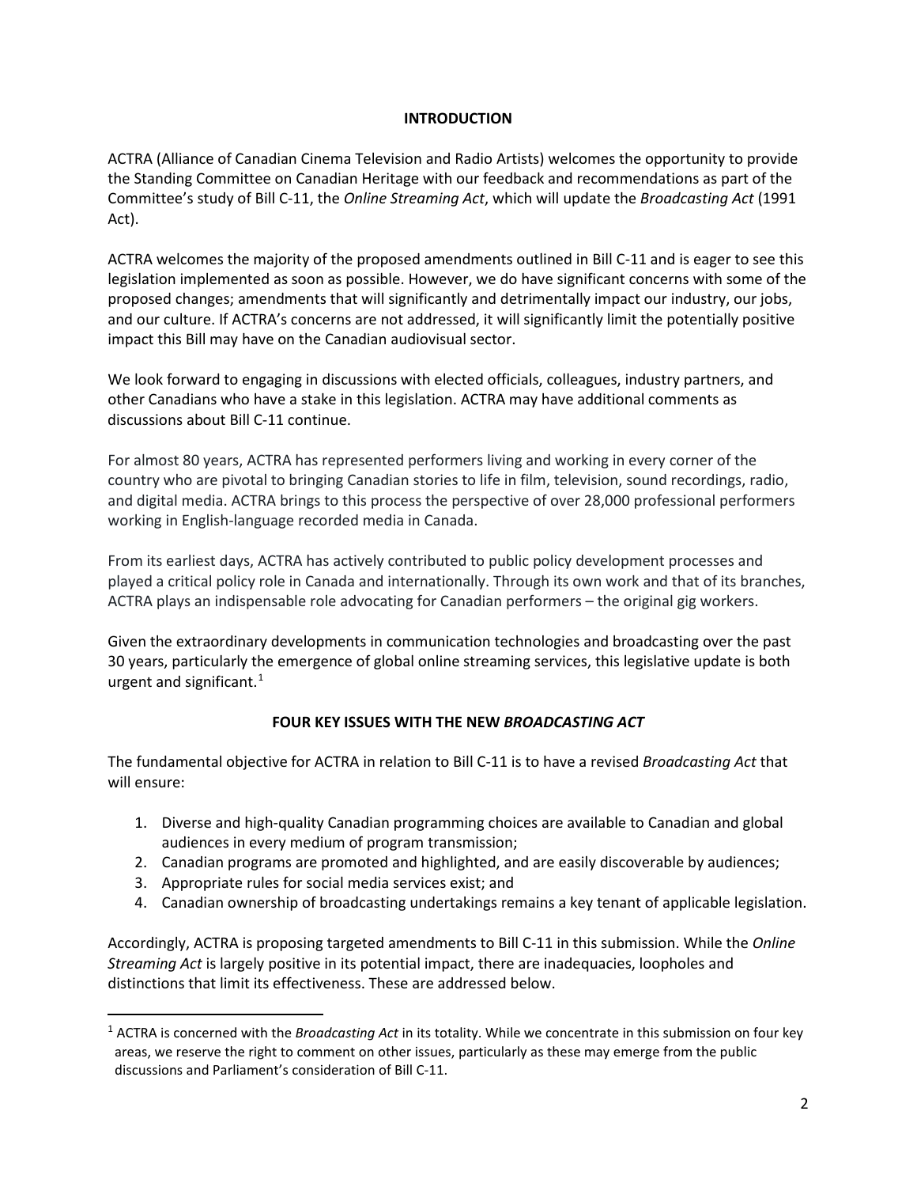## INTRODUCTION

ACTRA (Alliance of Canadian Cinema Television and Radio Artists) welcomes the opportunity to provide the Standing Committee on Canadian Heritage with our feedback and recommendations as part of the Committee's study of Bill C-11, the *Online Streaming Act*, which will update the *Broadcasting Act* (1991 Act).

ACTRA welcomes the majority of the proposed amendments outlined in Bill C-11 and is eager to see this legislation implemented as soon as possible. However, we do have significant concerns with some of the proposed changes; amendments that will significantly and detrimentally impact our industry, our jobs, and our culture. If ACTRA's concerns are not addressed, it will significantly limit the potentially positive impact this Bill may have on the Canadian audiovisual sector.

We look forward to engaging in discussions with elected officials, colleagues, industry partners, and other Canadians who have a stake in this legislation. ACTRA may have additional comments as discussions about Bill C-11 continue.

For almost 80 years, ACTRA has represented performers living and working in every corner of the country who are pivotal to bringing Canadian stories to life in film, television, sound recordings, radio, and digital media. ACTRA brings to this process the perspective of over 28,000 professional performers working in English-language recorded media in Canada.

From its earliest days, ACTRA has actively contributed to public policy development processes and played a critical policy role in Canada and internationally. Through its own work and that of its branches, ACTRA plays an indispensable role advocating for Canadian performers – the original gig workers.

Given the extraordinary developments in communication technologies and broadcasting over the past 30 years, particularly the emergence of global online streaming services, this legislative update is both urgent and significant.[1]

## FOUR KEY ISSUES WITH THE NEW *BROADCASTING ACT*

The fundamental objective for ACTRA in relation to Bill C-11 is to have a revised *Broadcasting Act* that will ensure:

1. Diverse and high-quality Canadian programming choices are available to Canadian and global audiences in every medium of program transmission;
2. Canadian programs are promoted and highlighted, and are easily discoverable by audiences;
3. Appropriate rules for social media services exist; and
4. Canadian ownership of broadcasting undertakings remains a key tenant of applicable legislation.

Accordingly, ACTRA is proposing targeted amendments to Bill C-11 in this submission. While the *Online Streaming Act* is largely positive in its potential impact, there are inadequacies, loopholes and distinctions that limit its effectiveness. These are addressed below.

---

[1] ACTRA is concerned with the *Broadcasting Act* in its totality. While we concentrate in this submission on four key areas, we reserve the right to comment on other issues, particularly as these may emerge from the public discussions and Parliament's consideration of Bill C-11.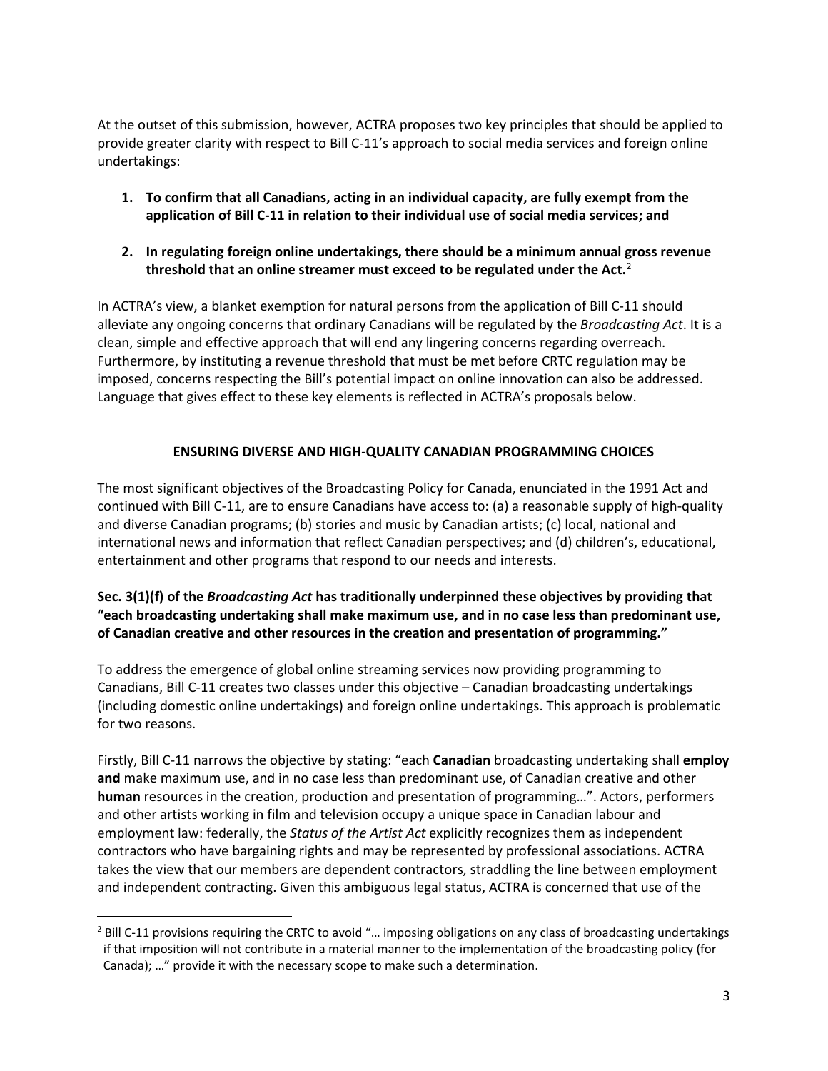At the outset of this submission, however, ACTRA proposes two key principles that should be applied to provide greater clarity with respect to Bill C-11's approach to social media services and foreign online undertakings:

1. **To confirm that all Canadians, acting in an individual capacity, are fully exempt from the application of Bill C-11 in relation to their individual use of social media services; and**

2. **In regulating foreign online undertakings, there should be a minimum annual gross revenue threshold that an online streamer must exceed to be regulated under the Act.**[2]

In ACTRA's view, a blanket exemption for natural persons from the application of Bill C-11 should alleviate any ongoing concerns that ordinary Canadians will be regulated by the *Broadcasting Act*. It is a clean, simple and effective approach that will end any lingering concerns regarding overreach. Furthermore, by instituting a revenue threshold that must be met before CRTC regulation may be imposed, concerns respecting the Bill's potential impact on online innovation can also be addressed. Language that gives effect to these key elements is reflected in ACTRA's proposals below.

## ENSURING DIVERSE AND HIGH-QUALITY CANADIAN PROGRAMMING CHOICES

The most significant objectives of the Broadcasting Policy for Canada, enunciated in the 1991 Act and continued with Bill C-11, are to ensure Canadians have access to: (a) a reasonable supply of high-quality and diverse Canadian programs; (b) stories and music by Canadian artists; (c) local, national and international news and information that reflect Canadian perspectives; and (d) children's, educational, entertainment and other programs that respond to our needs and interests.

**Sec. 3(1)(f) of the *Broadcasting Act* has traditionally underpinned these objectives by providing that "each broadcasting undertaking shall make maximum use, and in no case less than predominant use, of Canadian creative and other resources in the creation and presentation of programming."**

To address the emergence of global online streaming services now providing programming to Canadians, Bill C-11 creates two classes under this objective – Canadian broadcasting undertakings (including domestic online undertakings) and foreign online undertakings. This approach is problematic for two reasons.

Firstly, Bill C-11 narrows the objective by stating: "each **Canadian** broadcasting undertaking shall **employ and** make maximum use, and in no case less than predominant use, of Canadian creative and other **human** resources in the creation, production and presentation of programming…". Actors, performers and other artists working in film and television occupy a unique space in Canadian labour and employment law: federally, the *Status of the Artist Act* explicitly recognizes them as independent contractors who have bargaining rights and may be represented by professional associations. ACTRA takes the view that our members are dependent contractors, straddling the line between employment and independent contracting. Given this ambiguous legal status, ACTRA is concerned that use of the

---

[2] Bill C-11 provisions requiring the CRTC to avoid "… imposing obligations on any class of broadcasting undertakings if that imposition will not contribute in a material manner to the implementation of the broadcasting policy (for Canada); …" provide it with the necessary scope to make such a determination.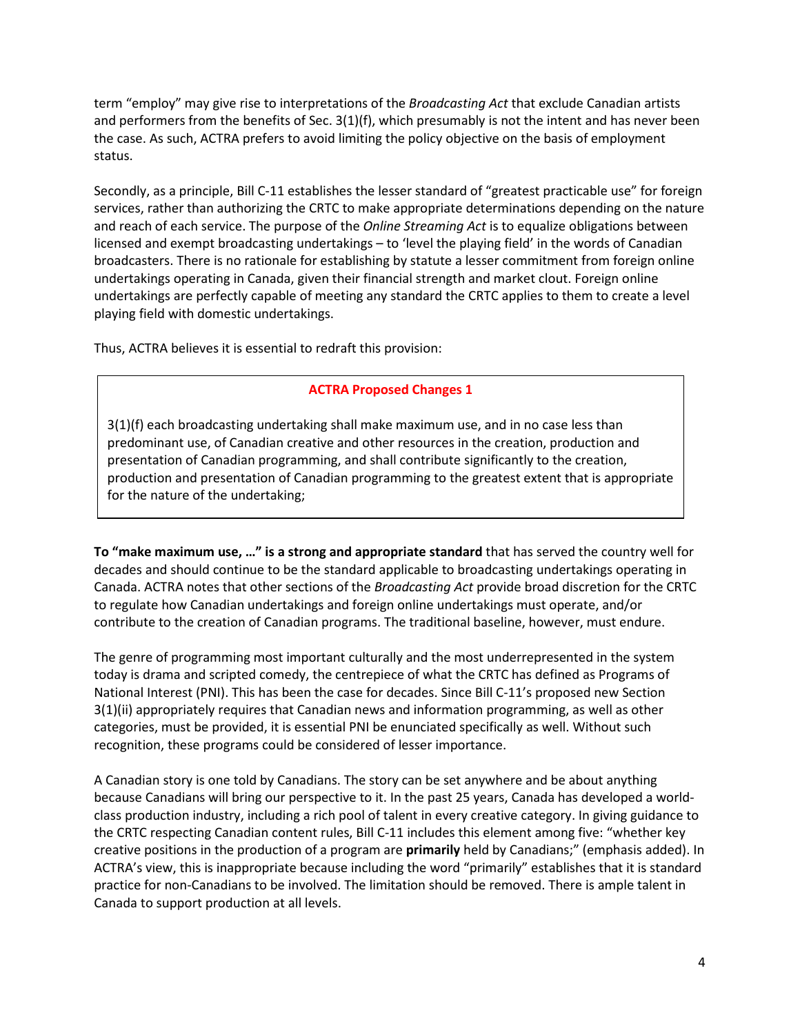term "employ" may give rise to interpretations of the *Broadcasting Act* that exclude Canadian artists and performers from the benefits of Sec. 3(1)(f), which presumably is not the intent and has never been the case. As such, ACTRA prefers to avoid limiting the policy objective on the basis of employment status.

Secondly, as a principle, Bill C-11 establishes the lesser standard of "greatest practicable use" for foreign services, rather than authorizing the CRTC to make appropriate determinations depending on the nature and reach of each service. The purpose of the *Online Streaming Act* is to equalize obligations between licensed and exempt broadcasting undertakings – to 'level the playing field' in the words of Canadian broadcasters. There is no rationale for establishing by statute a lesser commitment from foreign online undertakings operating in Canada, given their financial strength and market clout. Foreign online undertakings are perfectly capable of meeting any standard the CRTC applies to them to create a level playing field with domestic undertakings.

Thus, ACTRA believes it is essential to redraft this provision:

> **ACTRA Proposed Changes 1**
>
> 3(1)(f) each broadcasting undertaking shall make maximum use, and in no case less than predominant use, of Canadian creative and other resources in the creation, production and presentation of Canadian programming, and shall contribute significantly to the creation, production and presentation of Canadian programming to the greatest extent that is appropriate for the nature of the undertaking;

**To "make maximum use, …" is a strong and appropriate standard** that has served the country well for decades and should continue to be the standard applicable to broadcasting undertakings operating in Canada. ACTRA notes that other sections of the *Broadcasting Act* provide broad discretion for the CRTC to regulate how Canadian undertakings and foreign online undertakings must operate, and/or contribute to the creation of Canadian programs. The traditional baseline, however, must endure.

The genre of programming most important culturally and the most underrepresented in the system today is drama and scripted comedy, the centrepiece of what the CRTC has defined as Programs of National Interest (PNI). This has been the case for decades. Since Bill C-11's proposed new Section 3(1)(ii) appropriately requires that Canadian news and information programming, as well as other categories, must be provided, it is essential PNI be enunciated specifically as well. Without such recognition, these programs could be considered of lesser importance.

A Canadian story is one told by Canadians. The story can be set anywhere and be about anything because Canadians will bring our perspective to it. In the past 25 years, Canada has developed a world-class production industry, including a rich pool of talent in every creative category. In giving guidance to the CRTC respecting Canadian content rules, Bill C-11 includes this element among five: "whether key creative positions in the production of a program are **primarily** held by Canadians;" (emphasis added). In ACTRA's view, this is inappropriate because including the word "primarily" establishes that it is standard practice for non-Canadians to be involved. The limitation should be removed. There is ample talent in Canada to support production at all levels.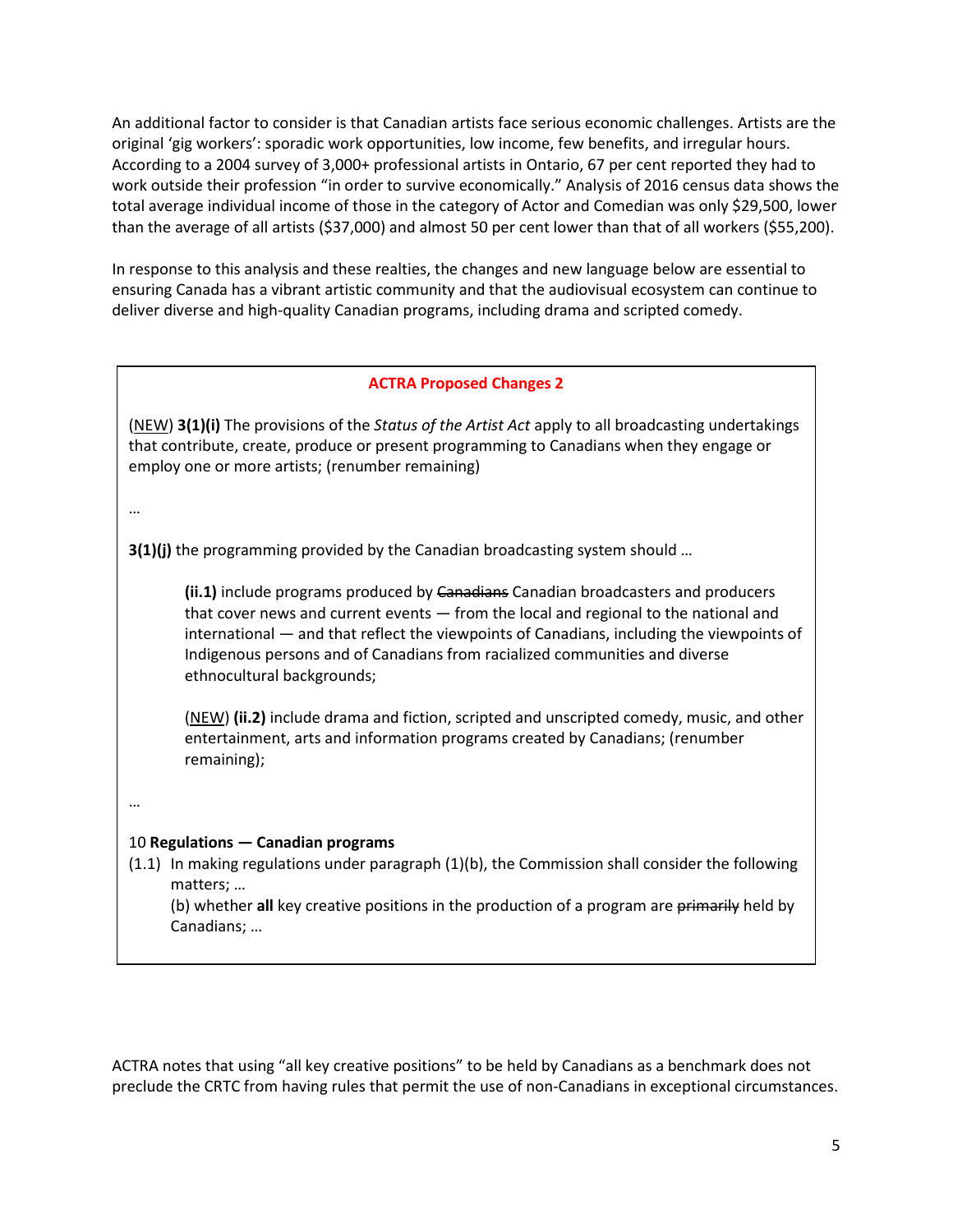An additional factor to consider is that Canadian artists face serious economic challenges. Artists are the original 'gig workers': sporadic work opportunities, low income, few benefits, and irregular hours. According to a 2004 survey of 3,000+ professional artists in Ontario, 67 per cent reported they had to work outside their profession "in order to survive economically." Analysis of 2016 census data shows the total average individual income of those in the category of Actor and Comedian was only $29,500, lower than the average of all artists ($37,000) and almost 50 per cent lower than that of all workers ($55,200).

In response to this analysis and these realties, the changes and new language below are essential to ensuring Canada has a vibrant artistic community and that the audiovisual ecosystem can continue to deliver diverse and high-quality Canadian programs, including drama and scripted comedy.

> **ACTRA Proposed Changes 2**
>
> (<u>NEW</u>) **3(1)(i)** The provisions of the *Status of the Artist Act* apply to all broadcasting undertakings that contribute, create, produce or present programming to Canadians when they engage or employ one or more artists; (renumber remaining)
>
> …
>
> **3(1)(j)** the programming provided by the Canadian broadcasting system should …
>
> > **(ii.1)** include programs produced by ~~Canadians~~ Canadian broadcasters and producers that cover news and current events — from the local and regional to the national and international — and that reflect the viewpoints of Canadians, including the viewpoints of Indigenous persons and of Canadians from racialized communities and diverse ethnocultural backgrounds;
> >
> > (<u>NEW</u>) **(ii.2)** include drama and fiction, scripted and unscripted comedy, music, and other entertainment, arts and information programs created by Canadians; (renumber remaining);
>
> …
>
> 10 **Regulations — Canadian programs**
>
> (1.1) In making regulations under paragraph (1)(b), the Commission shall consider the following matters; …
>
> (b) whether **all** key creative positions in the production of a program are ~~primarily~~ held by Canadians; …

ACTRA notes that using "all key creative positions" to be held by Canadians as a benchmark does not preclude the CRTC from having rules that permit the use of non-Canadians in exceptional circumstances.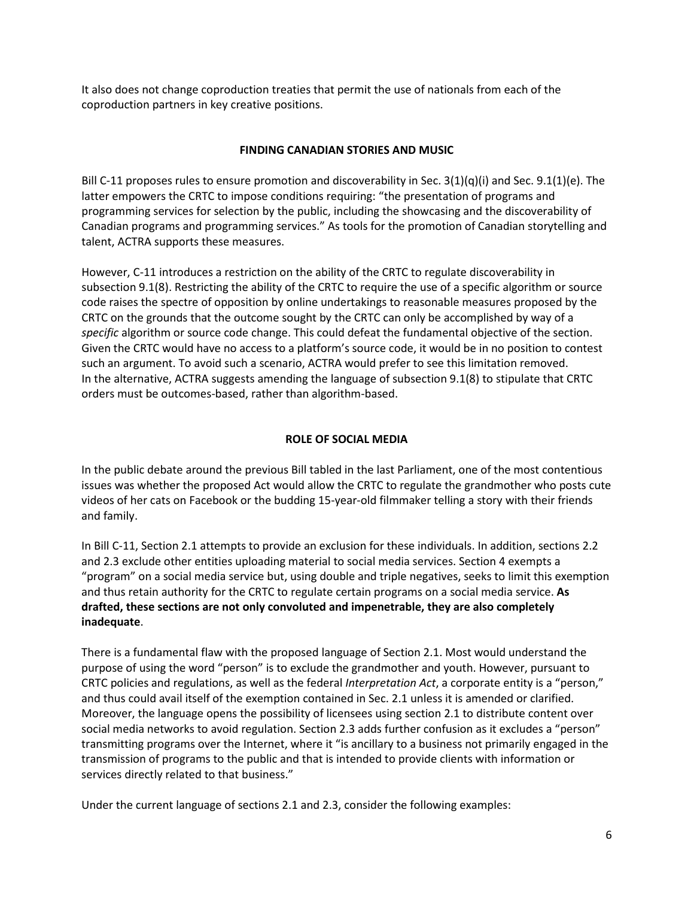It also does not change coproduction treaties that permit the use of nationals from each of the coproduction partners in key creative positions.

## FINDING CANADIAN STORIES AND MUSIC

Bill C-11 proposes rules to ensure promotion and discoverability in Sec. 3(1)(q)(i) and Sec. 9.1(1)(e). The latter empowers the CRTC to impose conditions requiring: "the presentation of programs and programming services for selection by the public, including the showcasing and the discoverability of Canadian programs and programming services." As tools for the promotion of Canadian storytelling and talent, ACTRA supports these measures.

However, C-11 introduces a restriction on the ability of the CRTC to regulate discoverability in subsection 9.1(8). Restricting the ability of the CRTC to require the use of a specific algorithm or source code raises the spectre of opposition by online undertakings to reasonable measures proposed by the CRTC on the grounds that the outcome sought by the CRTC can only be accomplished by way of a *specific* algorithm or source code change. This could defeat the fundamental objective of the section. Given the CRTC would have no access to a platform's source code, it would be in no position to contest such an argument. To avoid such a scenario, ACTRA would prefer to see this limitation removed. In the alternative, ACTRA suggests amending the language of subsection 9.1(8) to stipulate that CRTC orders must be outcomes-based, rather than algorithm-based.

## ROLE OF SOCIAL MEDIA

In the public debate around the previous Bill tabled in the last Parliament, one of the most contentious issues was whether the proposed Act would allow the CRTC to regulate the grandmother who posts cute videos of her cats on Facebook or the budding 15-year-old filmmaker telling a story with their friends and family.

In Bill C-11, Section 2.1 attempts to provide an exclusion for these individuals. In addition, sections 2.2 and 2.3 exclude other entities uploading material to social media services. Section 4 exempts a "program" on a social media service but, using double and triple negatives, seeks to limit this exemption and thus retain authority for the CRTC to regulate certain programs on a social media service. **As drafted, these sections are not only convoluted and impenetrable, they are also completely inadequate**.

There is a fundamental flaw with the proposed language of Section 2.1. Most would understand the purpose of using the word "person" is to exclude the grandmother and youth. However, pursuant to CRTC policies and regulations, as well as the federal *Interpretation Act*, a corporate entity is a "person," and thus could avail itself of the exemption contained in Sec. 2.1 unless it is amended or clarified. Moreover, the language opens the possibility of licensees using section 2.1 to distribute content over social media networks to avoid regulation. Section 2.3 adds further confusion as it excludes a "person" transmitting programs over the Internet, where it "is ancillary to a business not primarily engaged in the transmission of programs to the public and that is intended to provide clients with information or services directly related to that business."

Under the current language of sections 2.1 and 2.3, consider the following examples: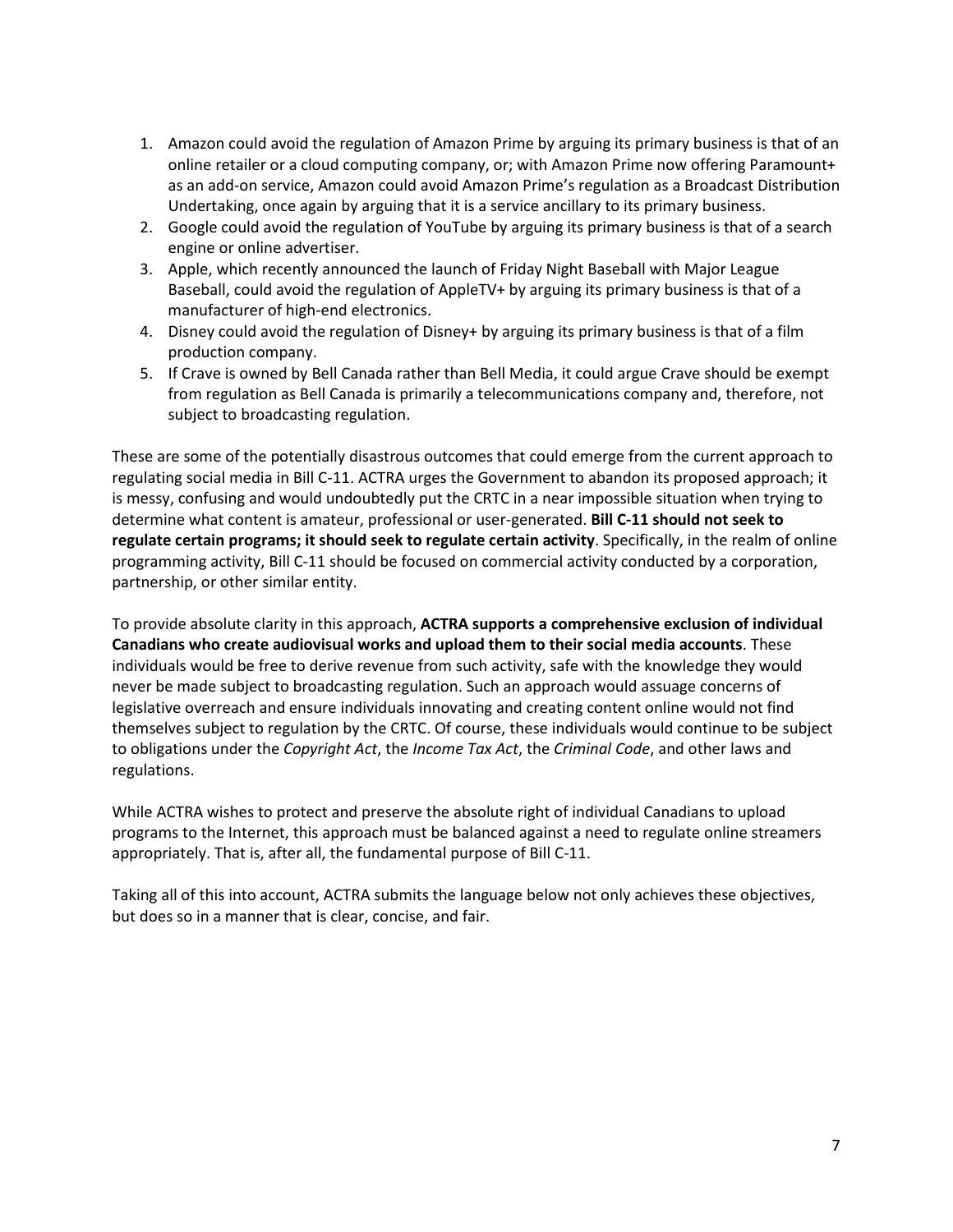1. Amazon could avoid the regulation of Amazon Prime by arguing its primary business is that of an online retailer or a cloud computing company, or; with Amazon Prime now offering Paramount+ as an add-on service, Amazon could avoid Amazon Prime's regulation as a Broadcast Distribution Undertaking, once again by arguing that it is a service ancillary to its primary business.
2. Google could avoid the regulation of YouTube by arguing its primary business is that of a search engine or online advertiser.
3. Apple, which recently announced the launch of Friday Night Baseball with Major League Baseball, could avoid the regulation of AppleTV+ by arguing its primary business is that of a manufacturer of high-end electronics.
4. Disney could avoid the regulation of Disney+ by arguing its primary business is that of a film production company.
5. If Crave is owned by Bell Canada rather than Bell Media, it could argue Crave should be exempt from regulation as Bell Canada is primarily a telecommunications company and, therefore, not subject to broadcasting regulation.

These are some of the potentially disastrous outcomes that could emerge from the current approach to regulating social media in Bill C-11. ACTRA urges the Government to abandon its proposed approach; it is messy, confusing and would undoubtedly put the CRTC in a near impossible situation when trying to determine what content is amateur, professional or user-generated. **Bill C-11 should not seek to regulate certain programs; it should seek to regulate certain activity**. Specifically, in the realm of online programming activity, Bill C-11 should be focused on commercial activity conducted by a corporation, partnership, or other similar entity.

To provide absolute clarity in this approach, **ACTRA supports a comprehensive exclusion of individual Canadians who create audiovisual works and upload them to their social media accounts**. These individuals would be free to derive revenue from such activity, safe with the knowledge they would never be made subject to broadcasting regulation. Such an approach would assuage concerns of legislative overreach and ensure individuals innovating and creating content online would not find themselves subject to regulation by the CRTC. Of course, these individuals would continue to be subject to obligations under the *Copyright Act*, the *Income Tax Act*, the *Criminal Code*, and other laws and regulations.

While ACTRA wishes to protect and preserve the absolute right of individual Canadians to upload programs to the Internet, this approach must be balanced against a need to regulate online streamers appropriately. That is, after all, the fundamental purpose of Bill C-11.

Taking all of this into account, ACTRA submits the language below not only achieves these objectives, but does so in a manner that is clear, concise, and fair.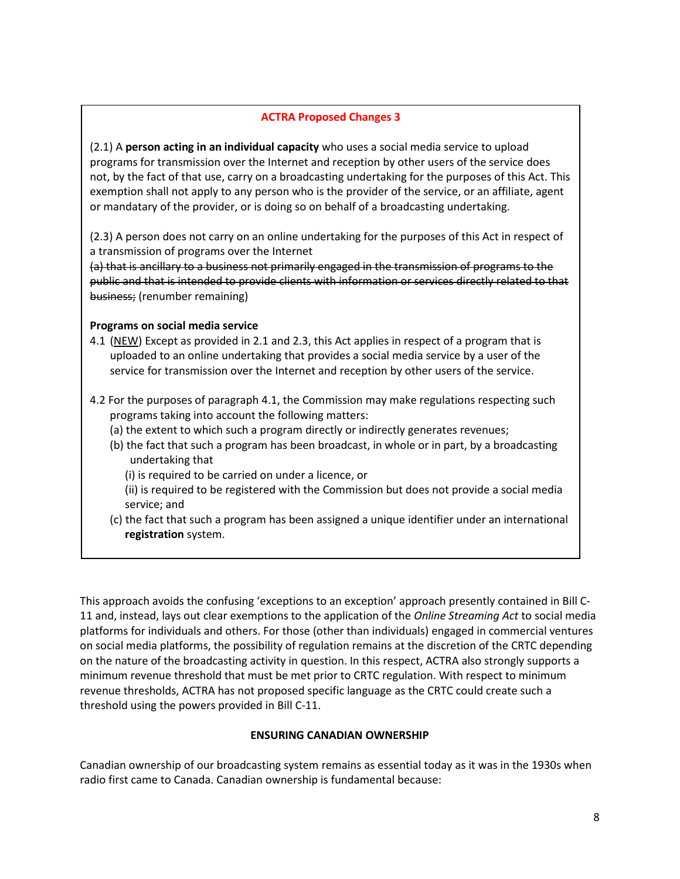**ACTRA Proposed Changes 3**

(2.1) A **person acting in an individual capacity** who uses a social media service to upload programs for transmission over the Internet and reception by other users of the service does not, by the fact of that use, carry on a broadcasting undertaking for the purposes of this Act. This exemption shall not apply to any person who is the provider of the service, or an affiliate, agent or mandatary of the provider, or is doing so on behalf of a broadcasting undertaking.

(2.3) A person does not carry on an online undertaking for the purposes of this Act in respect of a transmission of programs over the Internet
~~(a) that is ancillary to a business not primarily engaged in the transmission of programs to the public and that is intended to provide clients with information or services directly related to that business;~~ (renumber remaining)

**Programs on social media service**

4.1 (NEW) Except as provided in 2.1 and 2.3, this Act applies in respect of a program that is uploaded to an online undertaking that provides a social media service by a user of the service for transmission over the Internet and reception by other users of the service.

4.2 For the purposes of paragraph 4.1, the Commission may make regulations respecting such programs taking into account the following matters:
(a) the extent to which such a program directly or indirectly generates revenues;
(b) the fact that such a program has been broadcast, in whole or in part, by a broadcasting undertaking that
(i) is required to be carried on under a licence, or
(ii) is required to be registered with the Commission but does not provide a social media service; and
(c) the fact that such a program has been assigned a unique identifier under an international **registration** system.

This approach avoids the confusing 'exceptions to an exception' approach presently contained in Bill C-11 and, instead, lays out clear exemptions to the application of the *Online Streaming Act* to social media platforms for individuals and others. For those (other than individuals) engaged in commercial ventures on social media platforms, the possibility of regulation remains at the discretion of the CRTC depending on the nature of the broadcasting activity in question. In this respect, ACTRA also strongly supports a minimum revenue threshold that must be met prior to CRTC regulation. With respect to minimum revenue thresholds, ACTRA has not proposed specific language as the CRTC could create such a threshold using the powers provided in Bill C-11.

## ENSURING CANADIAN OWNERSHIP

Canadian ownership of our broadcasting system remains as essential today as it was in the 1930s when radio first came to Canada. Canadian ownership is fundamental because: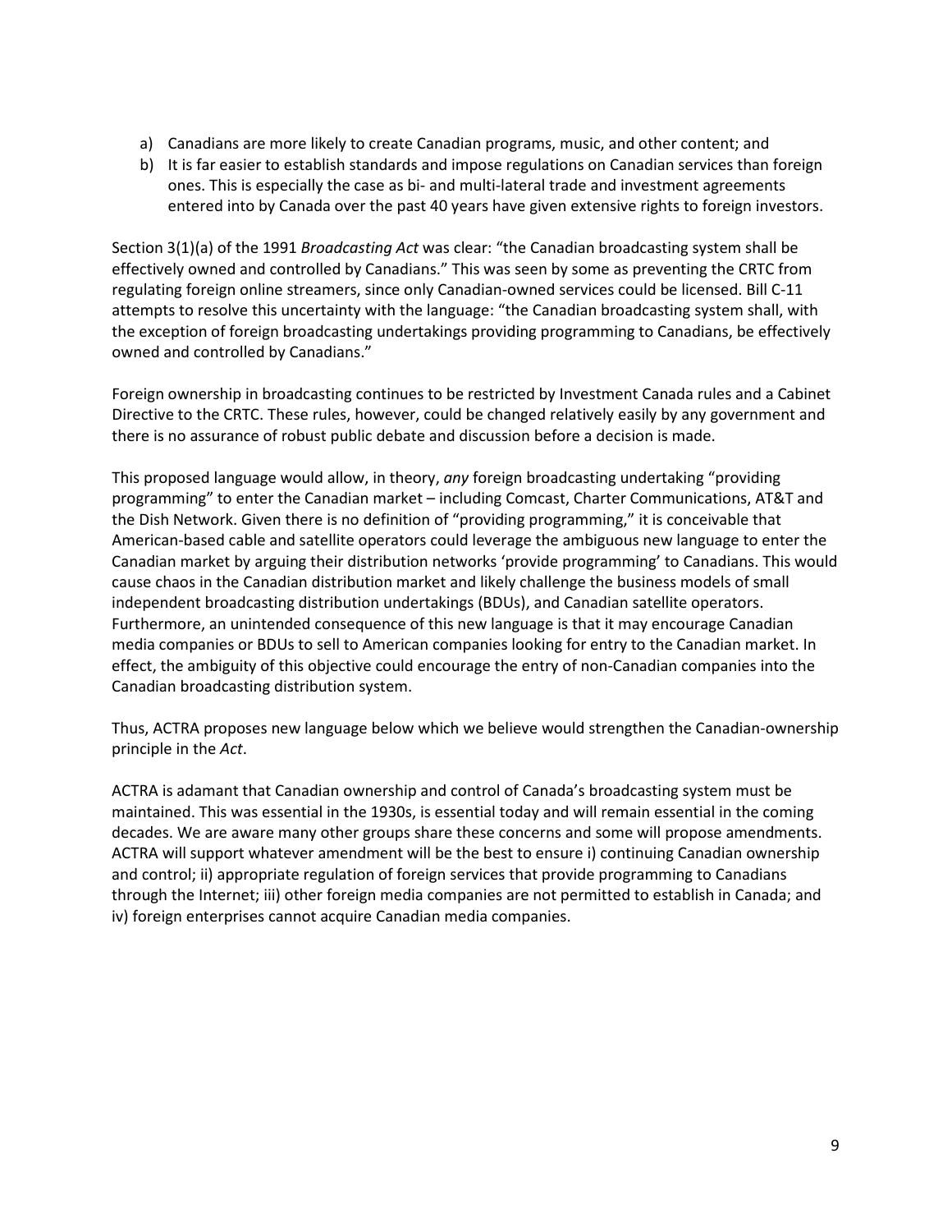a) Canadians are more likely to create Canadian programs, music, and other content; and
b) It is far easier to establish standards and impose regulations on Canadian services than foreign ones. This is especially the case as bi- and multi-lateral trade and investment agreements entered into by Canada over the past 40 years have given extensive rights to foreign investors.

Section 3(1)(a) of the 1991 *Broadcasting Act* was clear: "the Canadian broadcasting system shall be effectively owned and controlled by Canadians." This was seen by some as preventing the CRTC from regulating foreign online streamers, since only Canadian-owned services could be licensed. Bill C-11 attempts to resolve this uncertainty with the language: "the Canadian broadcasting system shall, with the exception of foreign broadcasting undertakings providing programming to Canadians, be effectively owned and controlled by Canadians."

Foreign ownership in broadcasting continues to be restricted by Investment Canada rules and a Cabinet Directive to the CRTC. These rules, however, could be changed relatively easily by any government and there is no assurance of robust public debate and discussion before a decision is made.

This proposed language would allow, in theory, *any* foreign broadcasting undertaking "providing programming" to enter the Canadian market – including Comcast, Charter Communications, AT&T and the Dish Network. Given there is no definition of "providing programming," it is conceivable that American-based cable and satellite operators could leverage the ambiguous new language to enter the Canadian market by arguing their distribution networks 'provide programming' to Canadians. This would cause chaos in the Canadian distribution market and likely challenge the business models of small independent broadcasting distribution undertakings (BDUs), and Canadian satellite operators. Furthermore, an unintended consequence of this new language is that it may encourage Canadian media companies or BDUs to sell to American companies looking for entry to the Canadian market. In effect, the ambiguity of this objective could encourage the entry of non-Canadian companies into the Canadian broadcasting distribution system.

Thus, ACTRA proposes new language below which we believe would strengthen the Canadian-ownership principle in the *Act*.

ACTRA is adamant that Canadian ownership and control of Canada's broadcasting system must be maintained. This was essential in the 1930s, is essential today and will remain essential in the coming decades. We are aware many other groups share these concerns and some will propose amendments. ACTRA will support whatever amendment will be the best to ensure i) continuing Canadian ownership and control; ii) appropriate regulation of foreign services that provide programming to Canadians through the Internet; iii) other foreign media companies are not permitted to establish in Canada; and iv) foreign enterprises cannot acquire Canadian media companies.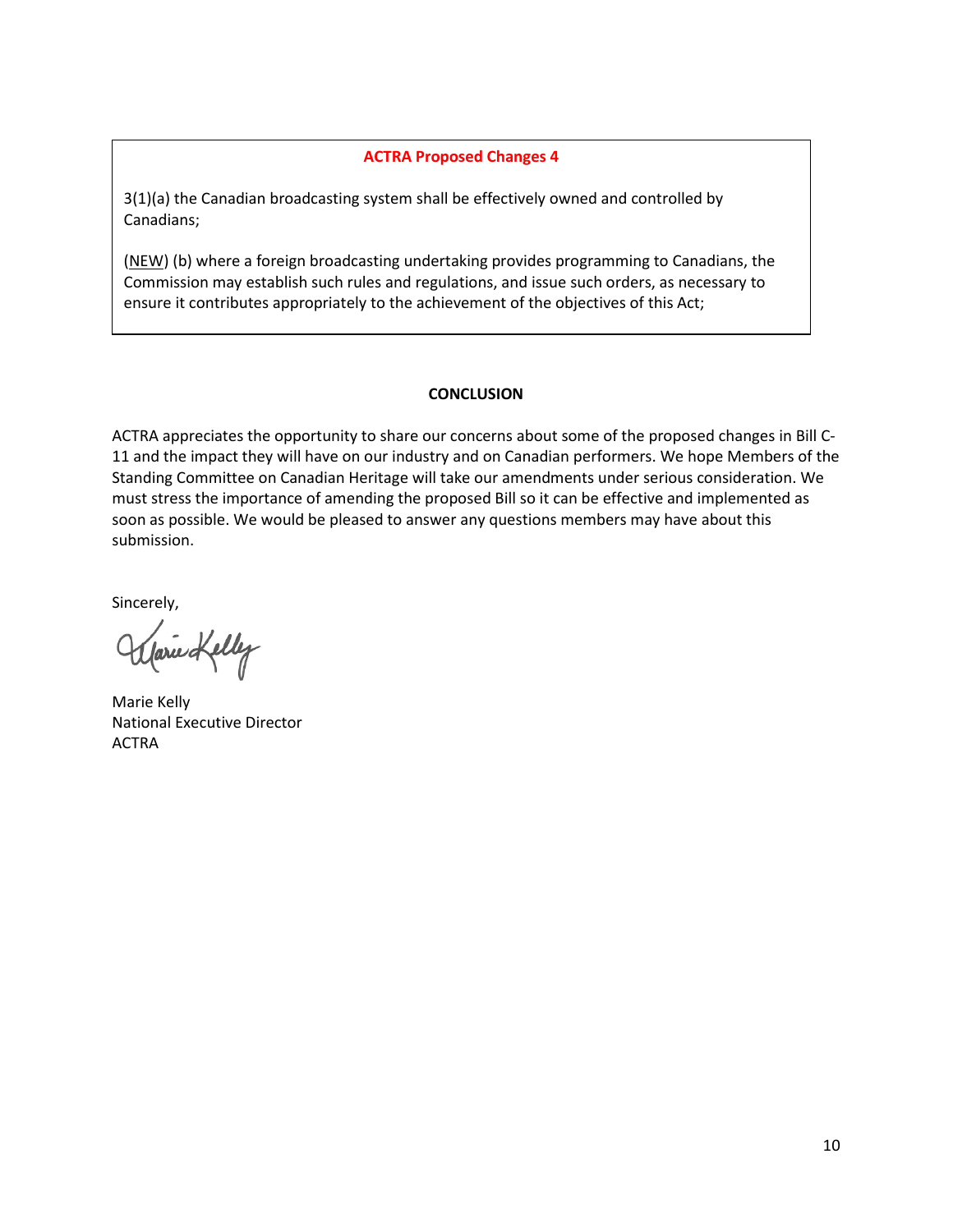**ACTRA Proposed Changes 4**

3(1)(a) the Canadian broadcasting system shall be effectively owned and controlled by Canadians;

(<u>NEW</u>) (b) where a foreign broadcasting undertaking provides programming to Canadians, the Commission may establish such rules and regulations, and issue such orders, as necessary to ensure it contributes appropriately to the achievement of the objectives of this Act;

## CONCLUSION

ACTRA appreciates the opportunity to share our concerns about some of the proposed changes in Bill C-11 and the impact they will have on our industry and on Canadian performers. We hope Members of the Standing Committee on Canadian Heritage will take our amendments under serious consideration. We must stress the importance of amending the proposed Bill so it can be effective and implemented as soon as possible. We would be pleased to answer any questions members may have about this submission.

Sincerely,

Marie Kelly
National Executive Director
ACTRA